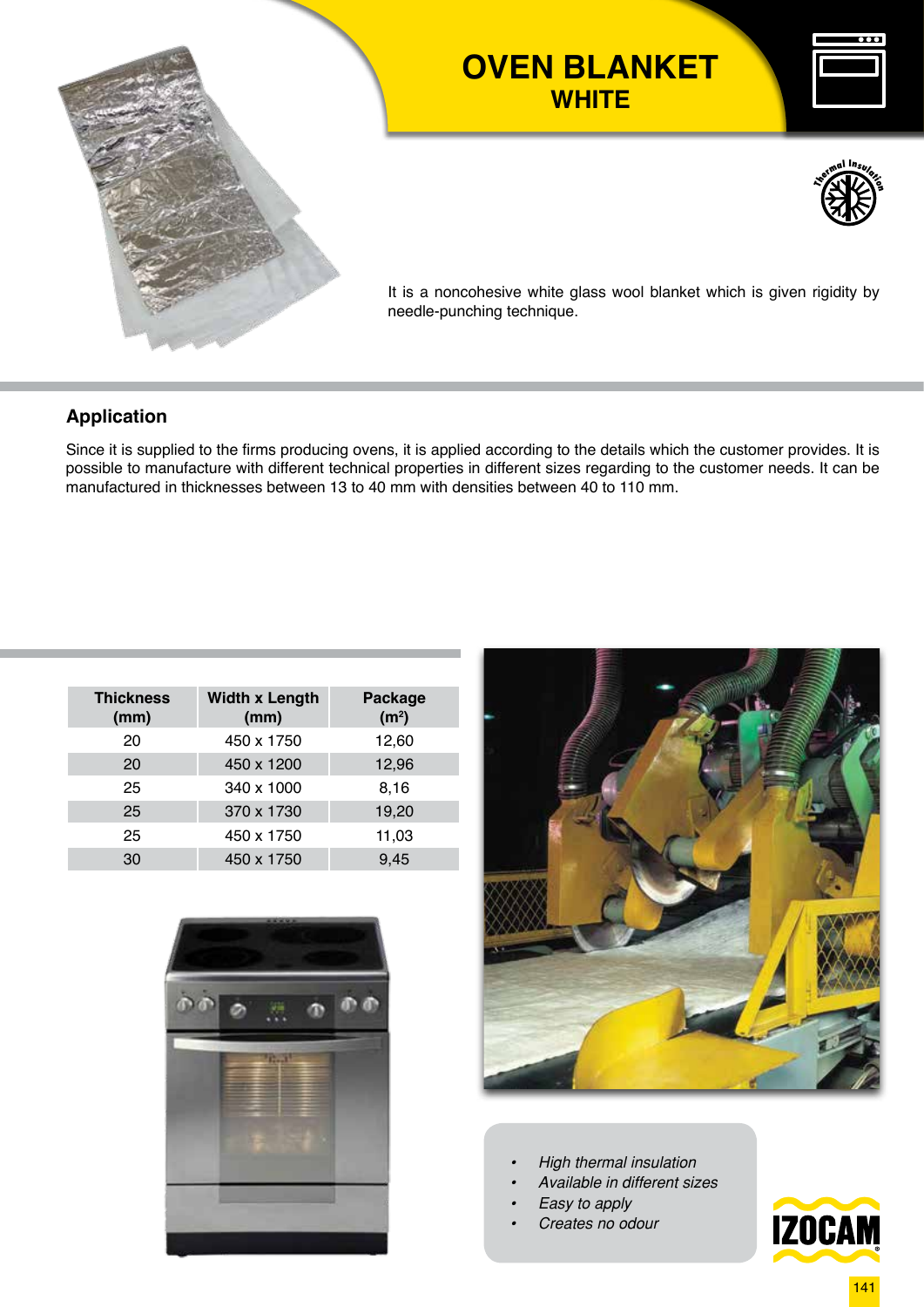# OVEN BLANKET

## WHITE

It is a noncohesive white glass wool blanket which is given rigidity by needle-punching technique.

### Application

Since it is supplied to the firms producing ovens, it is applied according to the details which the customer provides. It is possible to manufacture with different technical properties in different sizes regarding to the customer needs. It can be manufactured in thicknesses between 13 to 40 mm with densities between 40 to 110 mm.

| Thickness (mm) | Width x Length (mm) | Package ($m^2$) |
|---|---|---|
| 20 | 450 x 1750 | 12,60 |
| 20 | 450 x 1200 | 12,96 |
| 25 | 340 x 1000 | 8,16 |
| 25 | 370 x 1730 | 19,20 |
| 25 | 450 x 1750 | 11,03 |
| 30 | 450 x 1750 | 9,45 |

- *High thermal insulation*
- *Available in different sizes*
- *Easy to apply*
- *Creates no odour*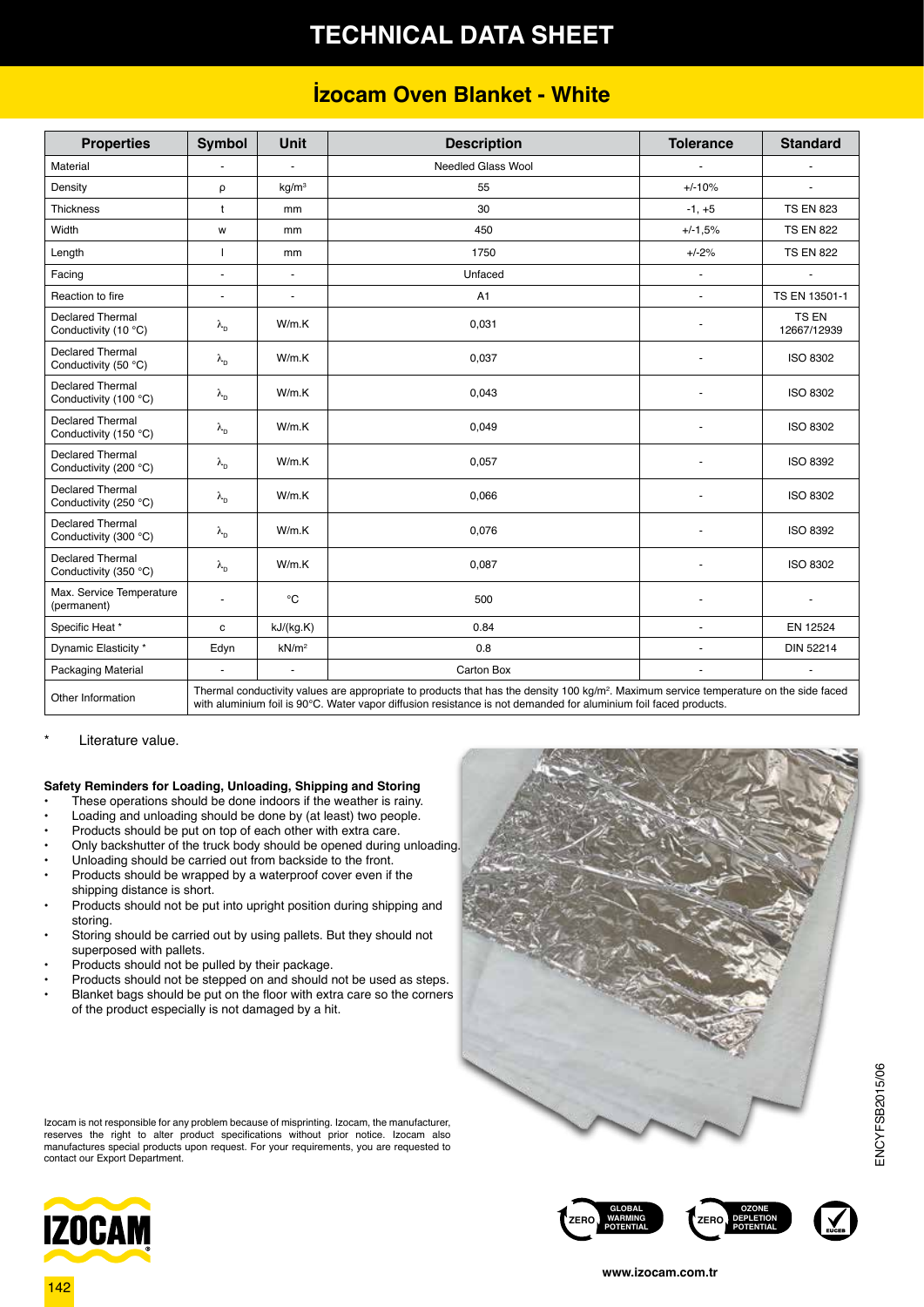# TECHNICAL DATA SHEET

## İzocam Oven Blanket - White

| Properties | Symbol | Unit | Description | Tolerance | Standard |
|---|---|---|---|---|---|
| Material | - | - | Needled Glass Wool | - | - |
| Density | ρ | kg/m³ | 55 | +/-10% | - |
| Thickness | t | mm | 30 | -1, +5 | TS EN 823 |
| Width | w | mm | 450 | +/-1,5% | TS EN 822 |
| Length | l | mm | 1750 | +/-2% | TS EN 822 |
| Facing | - | - | Unfaced | - | - |
| Reaction to fire | - | - | A1 | - | TS EN 13501-1 |
| Declared Thermal Conductivity (10 °C) | $\lambda_D$ | W/m.K | 0,031 | - | TS EN 12667/12939 |
| Declared Thermal Conductivity (50 °C) | $\lambda_D$ | W/m.K | 0,037 | - | ISO 8302 |
| Declared Thermal Conductivity (100 °C) | $\lambda_D$ | W/m.K | 0,043 | - | ISO 8302 |
| Declared Thermal Conductivity (150 °C) | $\lambda_D$ | W/m.K | 0,049 | - | ISO 8302 |
| Declared Thermal Conductivity (200 °C) | $\lambda_D$ | W/m.K | 0,057 | - | ISO 8392 |
| Declared Thermal Conductivity (250 °C) | $\lambda_D$ | W/m.K | 0,066 | - | ISO 8302 |
| Declared Thermal Conductivity (300 °C) | $\lambda_D$ | W/m.K | 0,076 | - | ISO 8392 |
| Declared Thermal Conductivity (350 °C) | $\lambda_D$ | W/m.K | 0,087 | - | ISO 8302 |
| Max. Service Temperature (permanent) | - | °C | 500 | - | - |
| Specific Heat * | c | kJ/(kg.K) | 0.84 | - | EN 12524 |
| Dynamic Elasticity * | Edyn | kN/m² | 0.8 | - | DIN 52214 |
| Packaging Material | - | - | Carton Box | - | - |
| Other Information | Thermal conductivity values are appropriate to products that has the density 100 kg/m². Maximum service temperature on the side faced with aluminium foil is 90°C. Water vapor diffusion resistance is not demanded for aluminium foil faced products. | | | | |

\* Literature value.

**Safety Reminders for Loading, Unloading, Shipping and Storing**

- These operations should be done indoors if the weather is rainy.
- Loading and unloading should be done by (at least) two people.
- Products should be put on top of each other with extra care.
- Only backshutter of the truck body should be opened during unloading.
- Unloading should be carried out from backside to the front.
- Products should be wrapped by a waterproof cover even if the shipping distance is short.
- Products should not be put into upright position during shipping and storing.
- Storing should be carried out by using pallets. But they should not superposed with pallets.
- Products should not be pulled by their package.
- Products should not be stepped on and should not be used as steps.
- Blanket bags should be put on the floor with extra care so the corners of the product especially is not damaged by a hit.

Izocam is not responsible for any problem because of misprinting. Izocam, the manufacturer, reserves the right to alter product specifications without prior notice. Izocam also manufactures special products upon request. For your requirements, you are requested to contact our Export Department.

ENCYFSB2015/06

ZERO GLOBAL WARMING POTENTIAL

ZERO OZONE DEPLETION POTENTIAL

www.izocam.com.tr